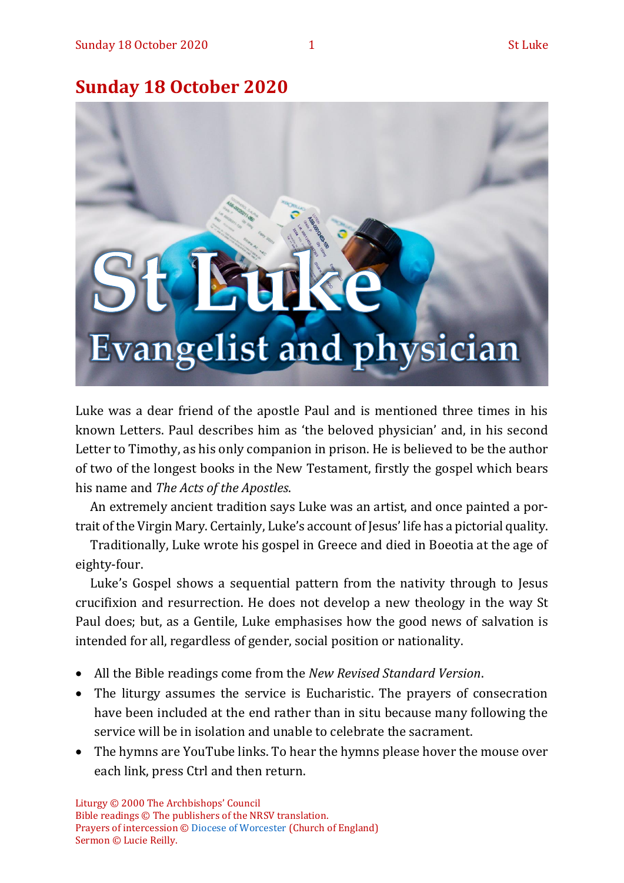# Sunday 18 October 2020

Luke was a dear friend of the apostle Paul and is mentioned three times in his known Letters. Paul describes him as 'the beloved physician' and, in his second Letter to Timothy, as his only companion in prison. He is believed to be the author of two of the longest books in the New Testament, firstly the gospel which bears his name and *The Acts of the Apostles*.

An extremely ancient tradition says Luke was an artist, and once painted a portrait of the Virgin Mary. Certainly, Luke's account of Jesus' life has a pictorial quality.

Traditionally, Luke wrote his gospel in Greece and died in Boeotia at the age of eighty-four.

Luke's Gospel shows a sequential pattern from the nativity through to Jesus crucifixion and resurrection. He does not develop a new theology in the way St Paul does; but, as a Gentile, Luke emphasises how the good news of salvation is intended for all, regardless of gender, social position or nationality.

- All the Bible readings come from the *New Revised Standard Version*.
- The liturgy assumes the service is Eucharistic. The prayers of consecration have been included at the end rather than in situ because many following the service will be in isolation and unable to celebrate the sacrament.
- The hymns are YouTube links. To hear the hymns please hover the mouse over each link, press Ctrl and then return.

Liturgy © 2000 The Archbishops' Council
Bible readings © The publishers of the NRSV translation.
Prayers of intercession © Diocese of Worcester (Church of England)
Sermon © Lucie Reilly.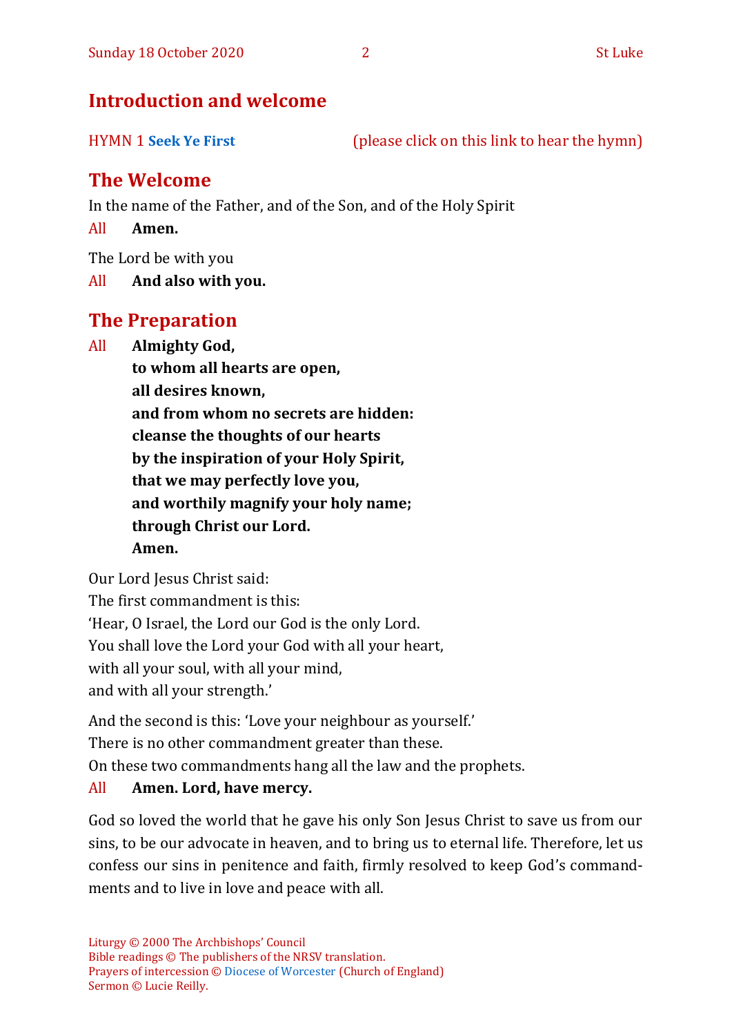## Introduction and welcome

HYMN 1 **Seek Ye First** (please click on this link to hear the hymn)

## The Welcome

In the name of the Father, and of the Son, and of the Holy Spirit

All **Amen.**

The Lord be with you

All **And also with you.**

## The Preparation

All **Almighty God,**
**to whom all hearts are open,**
**all desires known,**
**and from whom no secrets are hidden:**
**cleanse the thoughts of our hearts**
**by the inspiration of your Holy Spirit,**
**that we may perfectly love you,**
**and worthily magnify your holy name;**
**through Christ our Lord.**
**Amen.**

Our Lord Jesus Christ said:
The first commandment is this:
'Hear, O Israel, the Lord our God is the only Lord.
You shall love the Lord your God with all your heart,
with all your soul, with all your mind,
and with all your strength.'

And the second is this: 'Love your neighbour as yourself.'
There is no other commandment greater than these.
On these two commandments hang all the law and the prophets.

All **Amen. Lord, have mercy.**

God so loved the world that he gave his only Son Jesus Christ to save us from our sins, to be our advocate in heaven, and to bring us to eternal life. Therefore, let us confess our sins in penitence and faith, firmly resolved to keep God's commandments and to live in love and peace with all.

Liturgy © 2000 The Archbishops' Council
Bible readings © The publishers of the NRSV translation.
Prayers of intercession © Diocese of Worcester (Church of England)
Sermon © Lucie Reilly.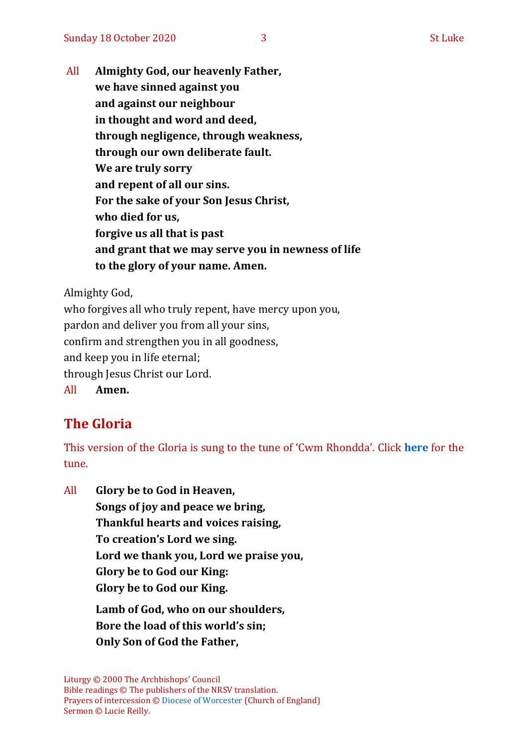All **Almighty God, our heavenly Father,**
**we have sinned against you**
**and against our neighbour**
**in thought and word and deed,**
**through negligence, through weakness,**
**through our own deliberate fault.**
**We are truly sorry**
**and repent of all our sins.**
**For the sake of your Son Jesus Christ,**
**who died for us,**
**forgive us all that is past**
**and grant that we may serve you in newness of life**
**to the glory of your name. Amen.**

Almighty God,
who forgives all who truly repent, have mercy upon you,
pardon and deliver you from all your sins,
confirm and strengthen you in all goodness,
and keep you in life eternal;
through Jesus Christ our Lord.
All **Amen.**

## The Gloria

This version of the Gloria is sung to the tune of 'Cwm Rhondda'. Click **here** for the tune.

All **Glory be to God in Heaven,**
**Songs of joy and peace we bring,**
**Thankful hearts and voices raising,**
**To creation's Lord we sing.**
**Lord we thank you, Lord we praise you,**
**Glory be to God our King:**
**Glory be to God our King.**

**Lamb of God, who on our shoulders,**
**Bore the load of this world's sin;**
**Only Son of God the Father,**

Liturgy © 2000 The Archbishops' Council
Bible readings © The publishers of the NRSV translation.
Prayers of intercession © Diocese of Worcester (Church of England)
Sermon © Lucie Reilly.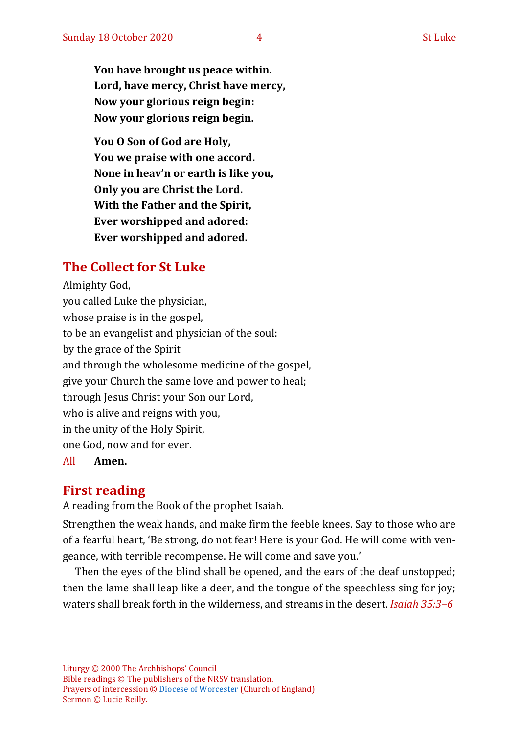**You have brought us peace within.**
**Lord, have mercy, Christ have mercy,**
**Now your glorious reign begin:**
**Now your glorious reign begin.**

**You O Son of God are Holy,**
**You we praise with one accord.**
**None in heav'n or earth is like you,**
**Only you are Christ the Lord.**
**With the Father and the Spirit,**
**Ever worshipped and adored:**
**Ever worshipped and adored.**

## The Collect for St Luke

Almighty God,
you called Luke the physician,
whose praise is in the gospel,
to be an evangelist and physician of the soul:
by the grace of the Spirit
and through the wholesome medicine of the gospel,
give your Church the same love and power to heal;
through Jesus Christ your Son our Lord,
who is alive and reigns with you,
in the unity of the Holy Spirit,
one God, now and for ever.

All **Amen.**

## First reading

A reading from the Book of the prophet Isaiah.

Strengthen the weak hands, and make firm the feeble knees. Say to those who are of a fearful heart, 'Be strong, do not fear! Here is your God. He will come with vengeance, with terrible recompense. He will come and save you.'

Then the eyes of the blind shall be opened, and the ears of the deaf unstopped; then the lame shall leap like a deer, and the tongue of the speechless sing for joy; waters shall break forth in the wilderness, and streams in the desert. *Isaiah 35:3–6*

Liturgy © 2000 The Archbishops' Council
Bible readings © The publishers of the NRSV translation.
Prayers of intercession © Diocese of Worcester (Church of England)
Sermon © Lucie Reilly.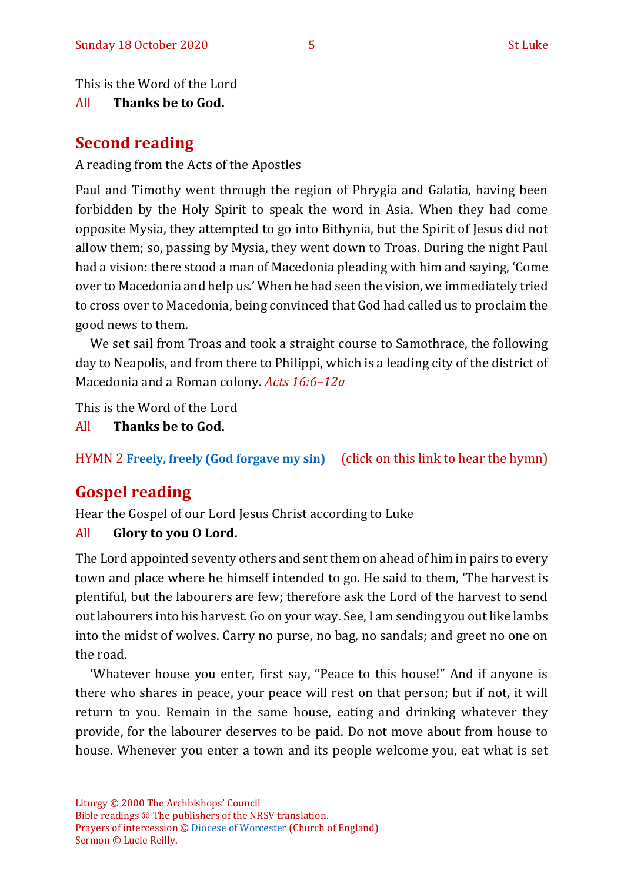This is the Word of the Lord

All **Thanks be to God.**

## Second reading

A reading from the Acts of the Apostles

Paul and Timothy went through the region of Phrygia and Galatia, having been forbidden by the Holy Spirit to speak the word in Asia. When they had come opposite Mysia, they attempted to go into Bithynia, but the Spirit of Jesus did not allow them; so, passing by Mysia, they went down to Troas. During the night Paul had a vision: there stood a man of Macedonia pleading with him and saying, 'Come over to Macedonia and help us.' When he had seen the vision, we immediately tried to cross over to Macedonia, being convinced that God had called us to proclaim the good news to them.

We set sail from Troas and took a straight course to Samothrace, the following day to Neapolis, and from there to Philippi, which is a leading city of the district of Macedonia and a Roman colony. *Acts 16:6–12a*

This is the Word of the Lord

All **Thanks be to God.**

HYMN 2 **Freely, freely (God forgave my sin)** (click on this link to hear the hymn)

## Gospel reading

Hear the Gospel of our Lord Jesus Christ according to Luke

All **Glory to you O Lord.**

The Lord appointed seventy others and sent them on ahead of him in pairs to every town and place where he himself intended to go. He said to them, 'The harvest is plentiful, but the labourers are few; therefore ask the Lord of the harvest to send out labourers into his harvest. Go on your way. See, I am sending you out like lambs into the midst of wolves. Carry no purse, no bag, no sandals; and greet no one on the road.

'Whatever house you enter, first say, "Peace to this house!" And if anyone is there who shares in peace, your peace will rest on that person; but if not, it will return to you. Remain in the same house, eating and drinking whatever they provide, for the labourer deserves to be paid. Do not move about from house to house. Whenever you enter a town and its people welcome you, eat what is set

Liturgy © 2000 The Archbishops' Council
Bible readings © The publishers of the NRSV translation.
Prayers of intercession © Diocese of Worcester (Church of England)
Sermon © Lucie Reilly.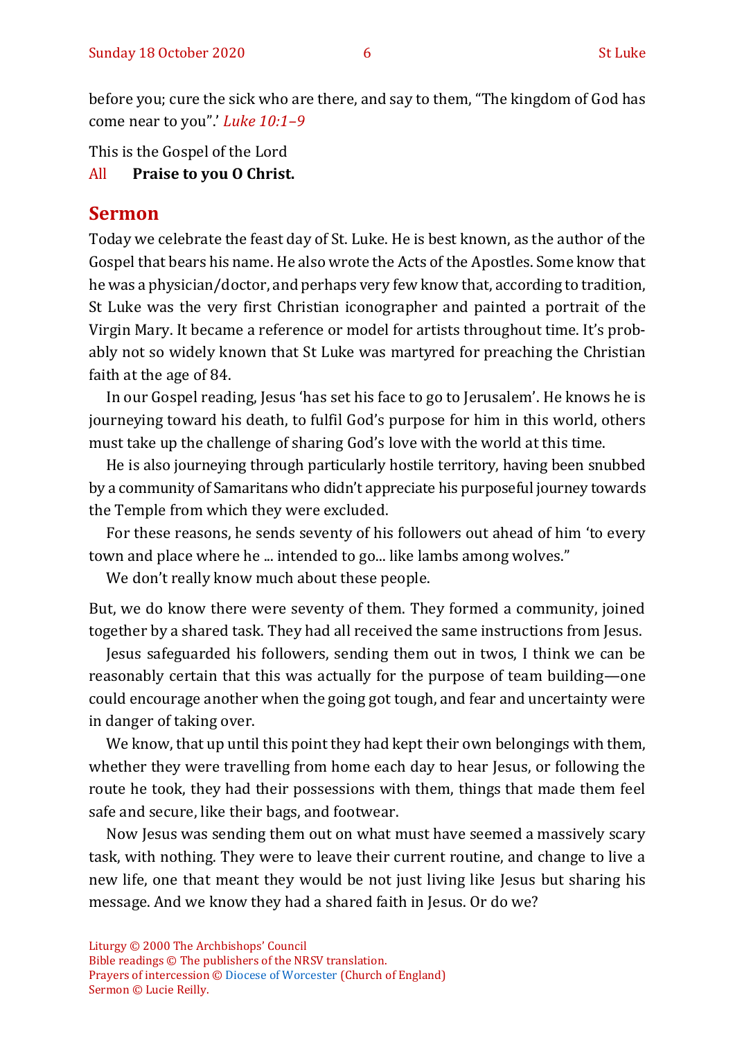before you; cure the sick who are there, and say to them, "The kingdom of God has come near to you".' *Luke 10:1–9*

This is the Gospel of the Lord
All **Praise to you O Christ.**

## Sermon

Today we celebrate the feast day of St. Luke. He is best known, as the author of the Gospel that bears his name. He also wrote the Acts of the Apostles. Some know that he was a physician/doctor, and perhaps very few know that, according to tradition, St Luke was the very first Christian iconographer and painted a portrait of the Virgin Mary. It became a reference or model for artists throughout time. It's probably not so widely known that St Luke was martyred for preaching the Christian faith at the age of 84.

In our Gospel reading, Jesus 'has set his face to go to Jerusalem'. He knows he is journeying toward his death, to fulfil God's purpose for him in this world, others must take up the challenge of sharing God's love with the world at this time.

He is also journeying through particularly hostile territory, having been snubbed by a community of Samaritans who didn't appreciate his purposeful journey towards the Temple from which they were excluded.

For these reasons, he sends seventy of his followers out ahead of him 'to every town and place where he ... intended to go... like lambs among wolves."

We don't really know much about these people.

But, we do know there were seventy of them. They formed a community, joined together by a shared task. They had all received the same instructions from Jesus.

Jesus safeguarded his followers, sending them out in twos, I think we can be reasonably certain that this was actually for the purpose of team building—one could encourage another when the going got tough, and fear and uncertainty were in danger of taking over.

We know, that up until this point they had kept their own belongings with them, whether they were travelling from home each day to hear Jesus, or following the route he took, they had their possessions with them, things that made them feel safe and secure, like their bags, and footwear.

Now Jesus was sending them out on what must have seemed a massively scary task, with nothing. They were to leave their current routine, and change to live a new life, one that meant they would be not just living like Jesus but sharing his message. And we know they had a shared faith in Jesus. Or do we?

Liturgy © 2000 The Archbishops' Council
Bible readings © The publishers of the NRSV translation.
Prayers of intercession © Diocese of Worcester (Church of England)
Sermon © Lucie Reilly.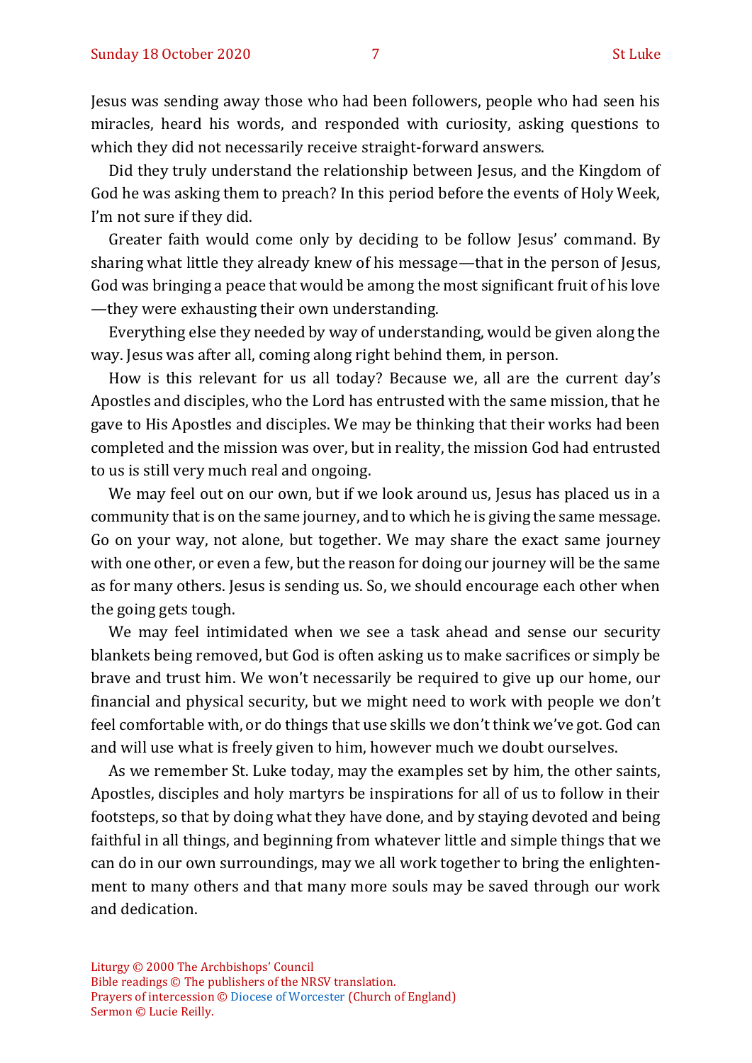Jesus was sending away those who had been followers, people who had seen his miracles, heard his words, and responded with curiosity, asking questions to which they did not necessarily receive straight-forward answers.

Did they truly understand the relationship between Jesus, and the Kingdom of God he was asking them to preach? In this period before the events of Holy Week, I'm not sure if they did.

Greater faith would come only by deciding to be follow Jesus' command. By sharing what little they already knew of his message—that in the person of Jesus, God was bringing a peace that would be among the most significant fruit of his love—they were exhausting their own understanding.

Everything else they needed by way of understanding, would be given along the way. Jesus was after all, coming along right behind them, in person.

How is this relevant for us all today? Because we, all are the current day's Apostles and disciples, who the Lord has entrusted with the same mission, that he gave to His Apostles and disciples. We may be thinking that their works had been completed and the mission was over, but in reality, the mission God had entrusted to us is still very much real and ongoing.

We may feel out on our own, but if we look around us, Jesus has placed us in a community that is on the same journey, and to which he is giving the same message. Go on your way, not alone, but together. We may share the exact same journey with one other, or even a few, but the reason for doing our journey will be the same as for many others. Jesus is sending us. So, we should encourage each other when the going gets tough.

We may feel intimidated when we see a task ahead and sense our security blankets being removed, but God is often asking us to make sacrifices or simply be brave and trust him. We won't necessarily be required to give up our home, our financial and physical security, but we might need to work with people we don't feel comfortable with, or do things that use skills we don't think we've got. God can and will use what is freely given to him, however much we doubt ourselves.

As we remember St. Luke today, may the examples set by him, the other saints, Apostles, disciples and holy martyrs be inspirations for all of us to follow in their footsteps, so that by doing what they have done, and by staying devoted and being faithful in all things, and beginning from whatever little and simple things that we can do in our own surroundings, may we all work together to bring the enlightenment to many others and that many more souls may be saved through our work and dedication.

Liturgy © 2000 The Archbishops' Council
Bible readings © The publishers of the NRSV translation.
Prayers of intercession © Diocese of Worcester (Church of England)
Sermon © Lucie Reilly.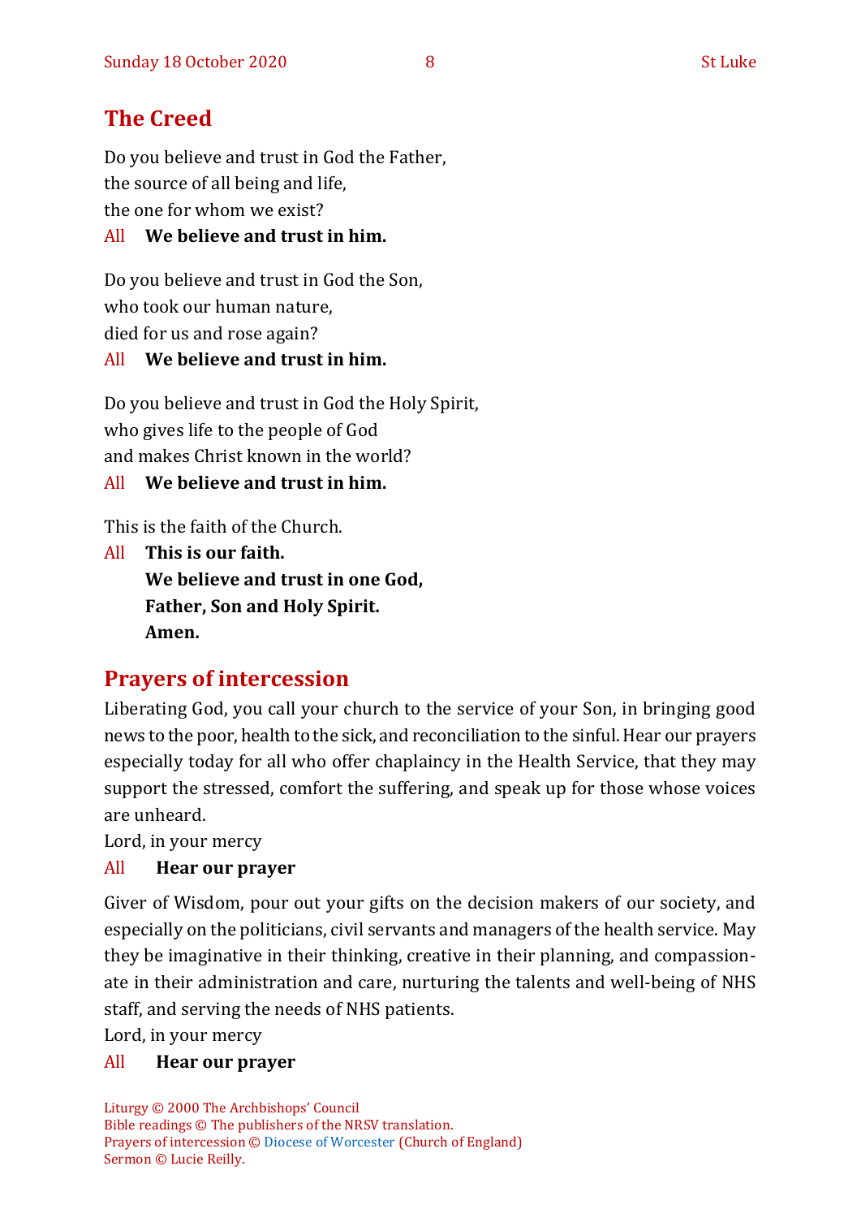## The Creed

Do you believe and trust in God the Father,
the source of all being and life,
the one for whom we exist?

All **We believe and trust in him.**

Do you believe and trust in God the Son,
who took our human nature,
died for us and rose again?

All **We believe and trust in him.**

Do you believe and trust in God the Holy Spirit,
who gives life to the people of God
and makes Christ known in the world?

All **We believe and trust in him.**

This is the faith of the Church.

All **This is our faith.**
**We believe and trust in one God,**
**Father, Son and Holy Spirit.**
**Amen.**

## Prayers of intercession

Liberating God, you call your church to the service of your Son, in bringing good news to the poor, health to the sick, and reconciliation to the sinful. Hear our prayers especially today for all who offer chaplaincy in the Health Service, that they may support the stressed, comfort the suffering, and speak up for those whose voices are unheard.

Lord, in your mercy

All **Hear our prayer**

Giver of Wisdom, pour out your gifts on the decision makers of our society, and especially on the politicians, civil servants and managers of the health service. May they be imaginative in their thinking, creative in their planning, and compassionate in their administration and care, nurturing the talents and well-being of NHS staff, and serving the needs of NHS patients.

Lord, in your mercy

All **Hear our prayer**

Liturgy © 2000 The Archbishops' Council
Bible readings © The publishers of the NRSV translation.
Prayers of intercession © Diocese of Worcester (Church of England)
Sermon © Lucie Reilly.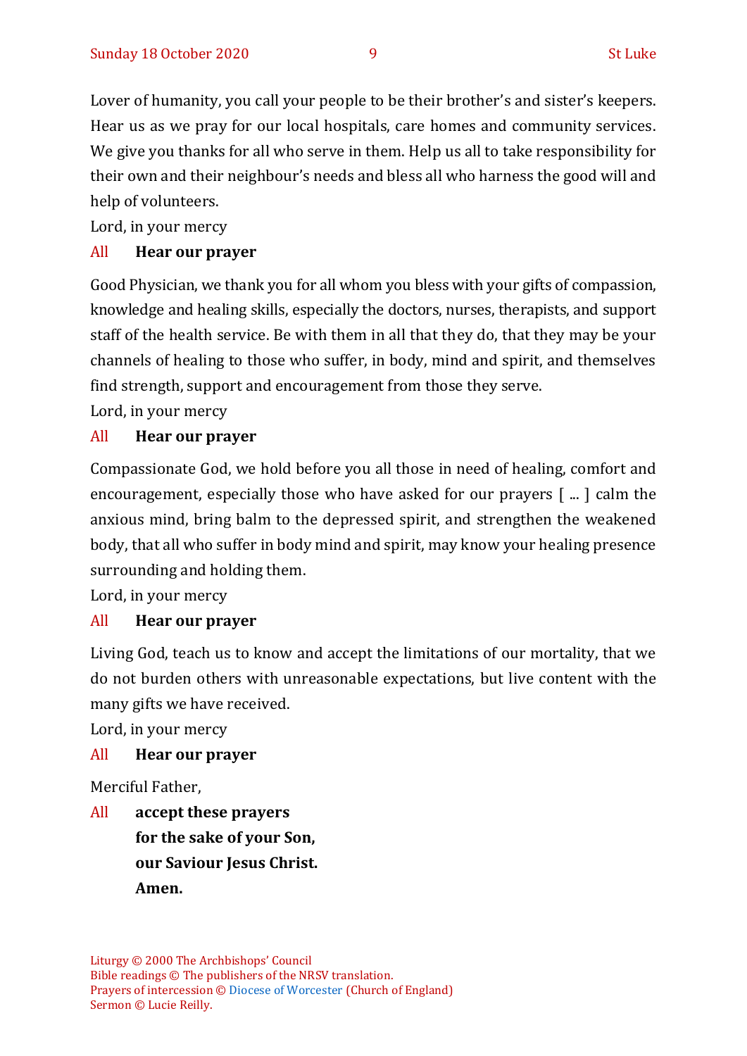Lover of humanity, you call your people to be their brother's and sister's keepers. Hear us as we pray for our local hospitals, care homes and community services. We give you thanks for all who serve in them. Help us all to take responsibility for their own and their neighbour's needs and bless all who harness the good will and help of volunteers.

Lord, in your mercy

All **Hear our prayer**

Good Physician, we thank you for all whom you bless with your gifts of compassion, knowledge and healing skills, especially the doctors, nurses, therapists, and support staff of the health service. Be with them in all that they do, that they may be your channels of healing to those who suffer, in body, mind and spirit, and themselves find strength, support and encouragement from those they serve.

Lord, in your mercy

All **Hear our prayer**

Compassionate God, we hold before you all those in need of healing, comfort and encouragement, especially those who have asked for our prayers [ ... ] calm the anxious mind, bring balm to the depressed spirit, and strengthen the weakened body, that all who suffer in body mind and spirit, may know your healing presence surrounding and holding them.

Lord, in your mercy

All **Hear our prayer**

Living God, teach us to know and accept the limitations of our mortality, that we do not burden others with unreasonable expectations, but live content with the many gifts we have received.

Lord, in your mercy

All **Hear our prayer**

Merciful Father,

All **accept these prayers**
**for the sake of your Son,**
**our Saviour Jesus Christ.**
**Amen.**

Liturgy © 2000 The Archbishops' Council
Bible readings © The publishers of the NRSV translation.
Prayers of intercession © Diocese of Worcester (Church of England)
Sermon © Lucie Reilly.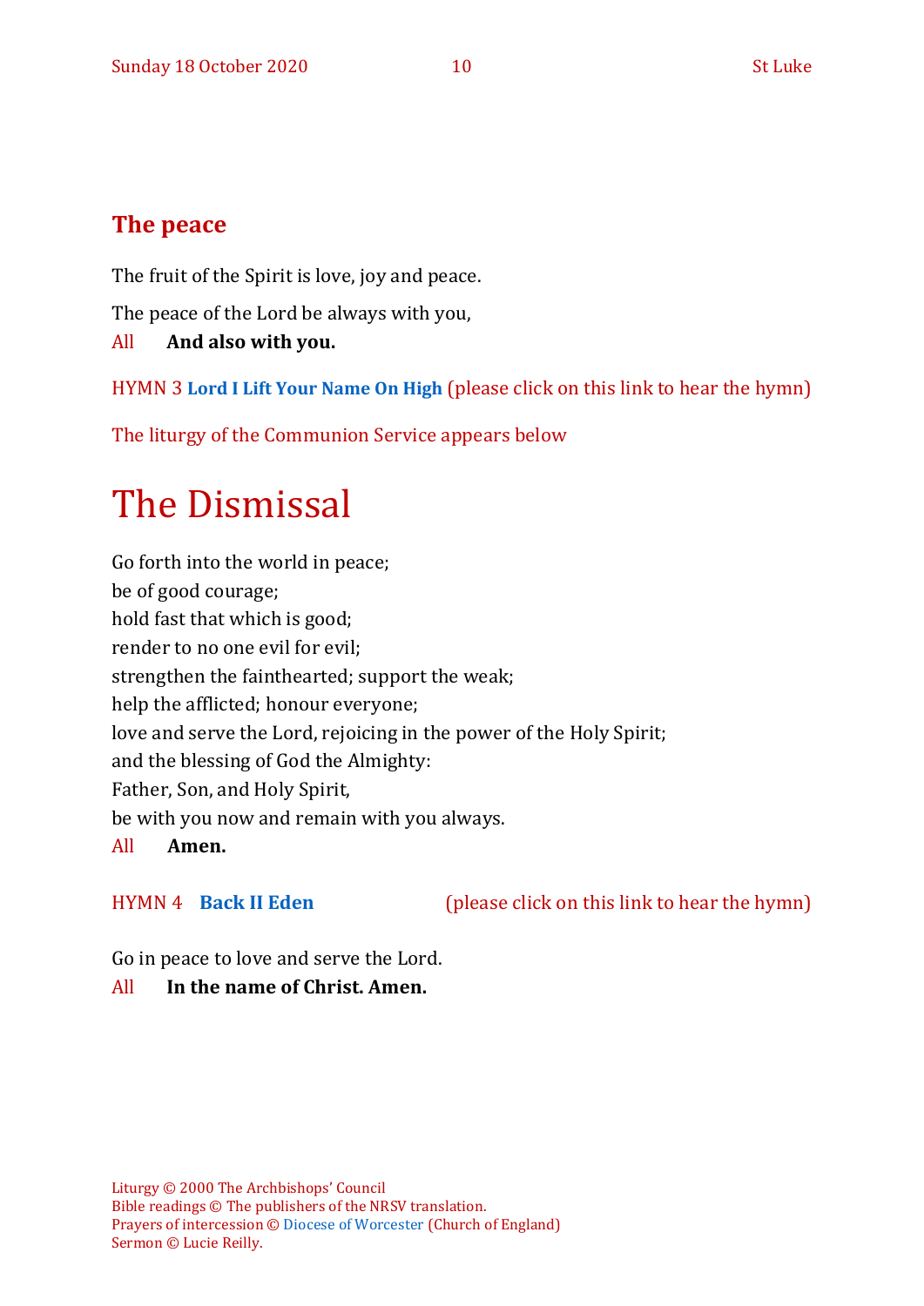## The peace

The fruit of the Spirit is love, joy and peace.

The peace of the Lord be always with you,

All **And also with you.**

HYMN 3 **Lord I Lift Your Name On High** (please click on this link to hear the hymn)

The liturgy of the Communion Service appears below

# The Dismissal

Go forth into the world in peace;
be of good courage;
hold fast that which is good;
render to no one evil for evil;
strengthen the fainthearted; support the weak;
help the afflicted; honour everyone;
love and serve the Lord, rejoicing in the power of the Holy Spirit;
and the blessing of God the Almighty:
Father, Son, and Holy Spirit,
be with you now and remain with you always.

All **Amen.**

HYMN 4 **Back II Eden** (please click on this link to hear the hymn)

Go in peace to love and serve the Lord.

All **In the name of Christ. Amen.**

Liturgy © 2000 The Archbishops' Council
Bible readings © The publishers of the NRSV translation.
Prayers of intercession © Diocese of Worcester (Church of England)
Sermon © Lucie Reilly.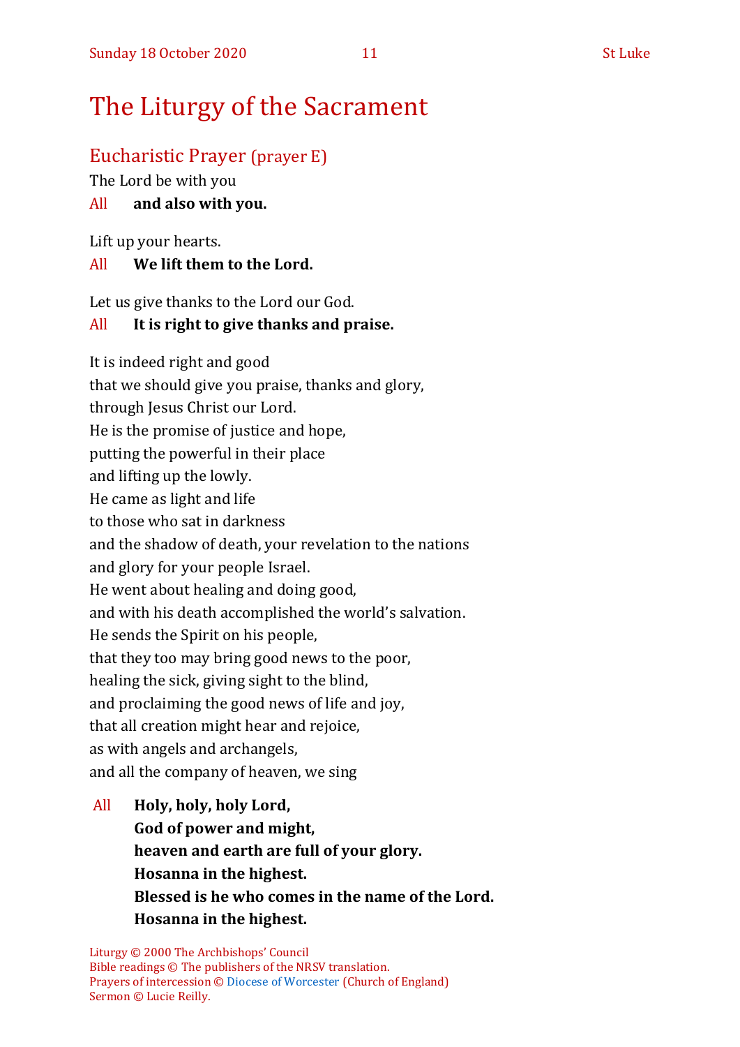# The Liturgy of the Sacrament

## Eucharistic Prayer (prayer E)

The Lord be with you

All **and also with you.**

Lift up your hearts.

All **We lift them to the Lord.**

Let us give thanks to the Lord our God.

All **It is right to give thanks and praise.**

It is indeed right and good
that we should give you praise, thanks and glory,
through Jesus Christ our Lord.
He is the promise of justice and hope,
putting the powerful in their place
and lifting up the lowly.
He came as light and life
to those who sat in darkness
and the shadow of death, your revelation to the nations
and glory for your people Israel.
He went about healing and doing good,
and with his death accomplished the world's salvation.
He sends the Spirit on his people,
that they too may bring good news to the poor,
healing the sick, giving sight to the blind,
and proclaiming the good news of life and joy,
that all creation might hear and rejoice,
as with angels and archangels,
and all the company of heaven, we sing

All **Holy, holy, holy Lord,**
**God of power and might,**
**heaven and earth are full of your glory.**
**Hosanna in the highest.**
**Blessed is he who comes in the name of the Lord.**
**Hosanna in the highest.**

Liturgy © 2000 The Archbishops' Council
Bible readings © The publishers of the NRSV translation.
Prayers of intercession © Diocese of Worcester (Church of England)
Sermon © Lucie Reilly.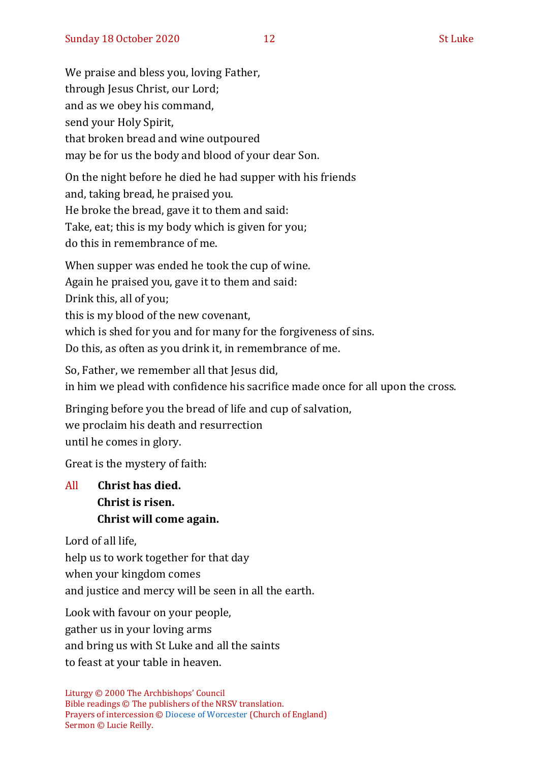We praise and bless you, loving Father,
through Jesus Christ, our Lord;
and as we obey his command,
send your Holy Spirit,
that broken bread and wine outpoured
may be for us the body and blood of your dear Son.

On the night before he died he had supper with his friends
and, taking bread, he praised you.
He broke the bread, gave it to them and said:
Take, eat; this is my body which is given for you;
do this in remembrance of me.

When supper was ended he took the cup of wine.
Again he praised you, gave it to them and said:
Drink this, all of you;
this is my blood of the new covenant,
which is shed for you and for many for the forgiveness of sins.
Do this, as often as you drink it, in remembrance of me.

So, Father, we remember all that Jesus did,
in him we plead with confidence his sacrifice made once for all upon the cross.

Bringing before you the bread of life and cup of salvation,
we proclaim his death and resurrection
until he comes in glory.

Great is the mystery of faith:

All **Christ has died.**
**Christ is risen.**
**Christ will come again.**

Lord of all life,
help us to work together for that day
when your kingdom comes
and justice and mercy will be seen in all the earth.

Look with favour on your people,
gather us in your loving arms
and bring us with St Luke and all the saints
to feast at your table in heaven.

Liturgy © 2000 The Archbishops' Council
Bible readings © The publishers of the NRSV translation.
Prayers of intercession © Diocese of Worcester (Church of England)
Sermon © Lucie Reilly.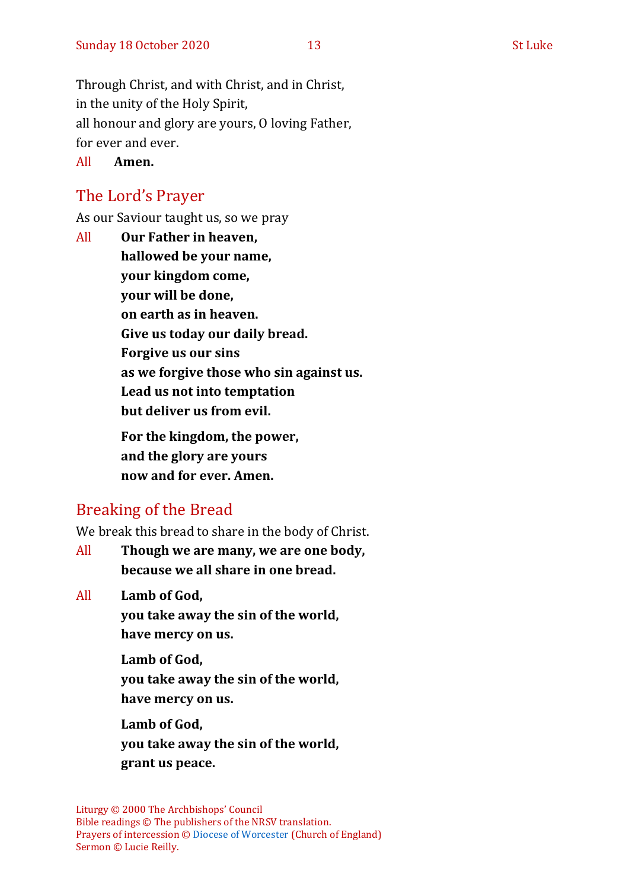Through Christ, and with Christ, and in Christ,
in the unity of the Holy Spirit,
all honour and glory are yours, O loving Father,
for ever and ever.

All **Amen.**

## The Lord's Prayer

As our Saviour taught us, so we pray

All **Our Father in heaven,**
**hallowed be your name,**
**your kingdom come,**
**your will be done,**
**on earth as in heaven.**
**Give us today our daily bread.**
**Forgive us our sins**
**as we forgive those who sin against us.**
**Lead us not into temptation**
**but deliver us from evil.**

**For the kingdom, the power,**
**and the glory are yours**
**now and for ever. Amen.**

## Breaking of the Bread

We break this bread to share in the body of Christ.

All **Though we are many, we are one body,**
**because we all share in one bread.**

All **Lamb of God,**
**you take away the sin of the world,**
**have mercy on us.**

**Lamb of God,**
**you take away the sin of the world,**
**have mercy on us.**

**Lamb of God,**
**you take away the sin of the world,**
**grant us peace.**

Liturgy © 2000 The Archbishops' Council
Bible readings © The publishers of the NRSV translation.
Prayers of intercession © Diocese of Worcester (Church of England)
Sermon © Lucie Reilly.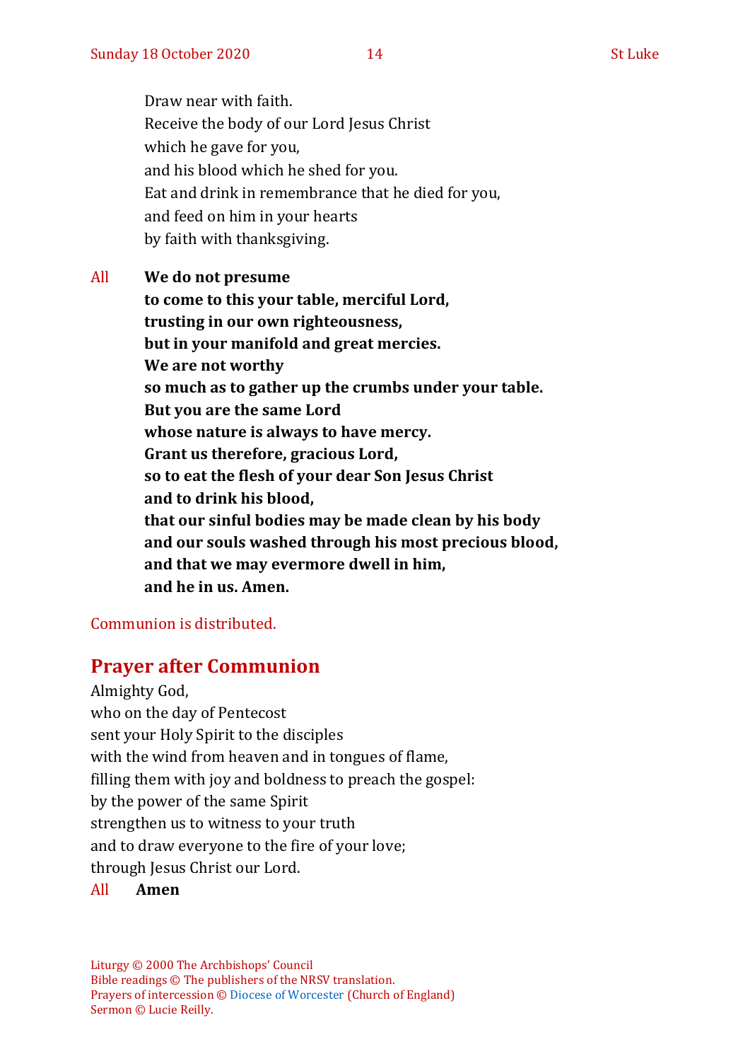Draw near with faith.
Receive the body of our Lord Jesus Christ
which he gave for you,
and his blood which he shed for you.
Eat and drink in remembrance that he died for you,
and feed on him in your hearts
by faith with thanksgiving.

All **We do not presume**
**to come to this your table, merciful Lord,**
**trusting in our own righteousness,**
**but in your manifold and great mercies.**
**We are not worthy**
**so much as to gather up the crumbs under your table.**
**But you are the same Lord**
**whose nature is always to have mercy.**
**Grant us therefore, gracious Lord,**
**so to eat the flesh of your dear Son Jesus Christ**
**and to drink his blood,**
**that our sinful bodies may be made clean by his body**
**and our souls washed through his most precious blood,**
**and that we may evermore dwell in him,**
**and he in us. Amen.**

Communion is distributed.

## Prayer after Communion

Almighty God,
who on the day of Pentecost
sent your Holy Spirit to the disciples
with the wind from heaven and in tongues of flame,
filling them with joy and boldness to preach the gospel:
by the power of the same Spirit
strengthen us to witness to your truth
and to draw everyone to the fire of your love;
through Jesus Christ our Lord.

All **Amen**

Liturgy © 2000 The Archbishops' Council
Bible readings © The publishers of the NRSV translation.
Prayers of intercession © Diocese of Worcester (Church of England)
Sermon © Lucie Reilly.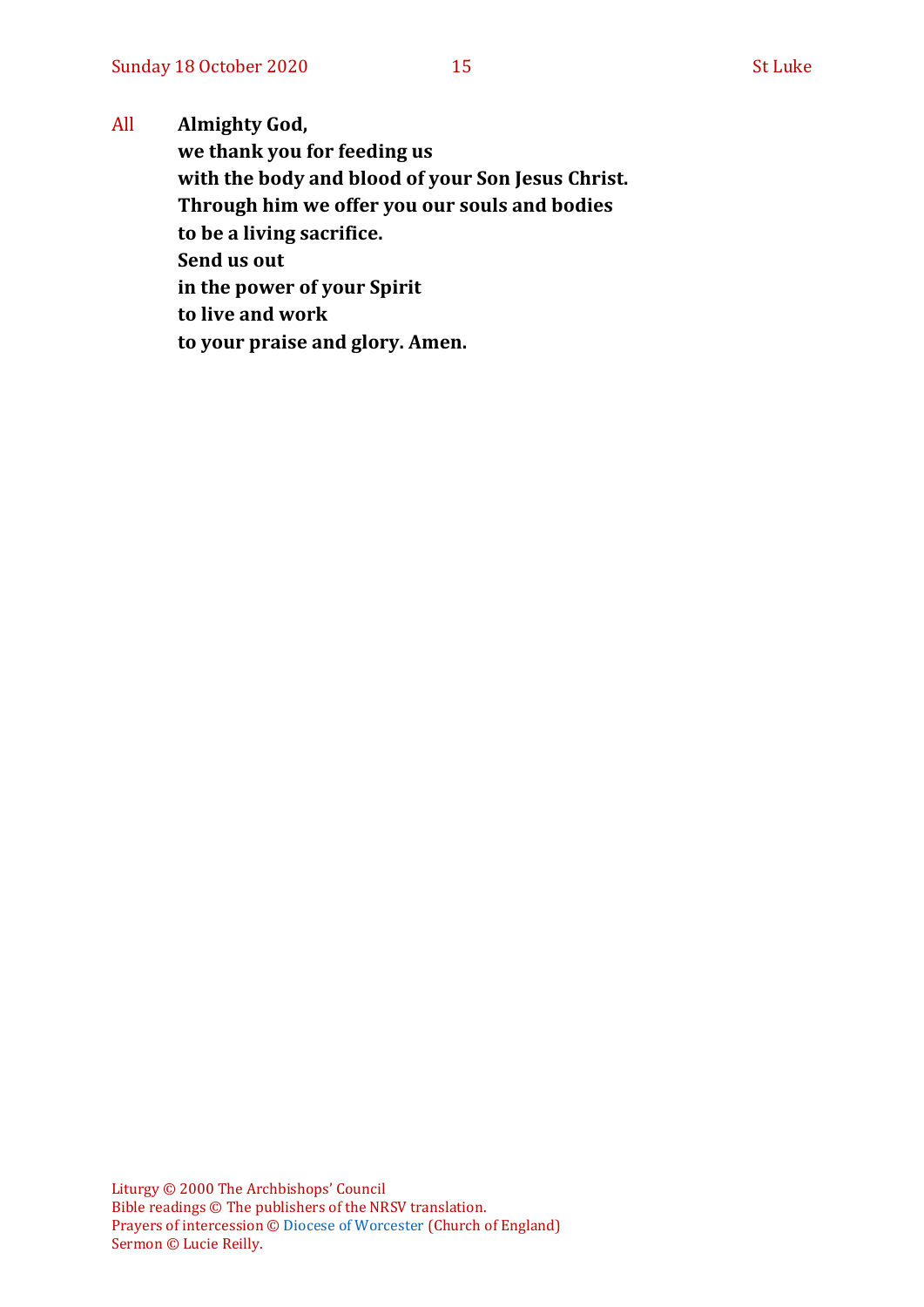All **Almighty God,**
**we thank you for feeding us**
**with the body and blood of your Son Jesus Christ.**
**Through him we offer you our souls and bodies**
**to be a living sacrifice.**
**Send us out**
**in the power of your Spirit**
**to live and work**
**to your praise and glory. Amen.**

Liturgy © 2000 The Archbishops' Council
Bible readings © The publishers of the NRSV translation.
Prayers of intercession © Diocese of Worcester (Church of England)
Sermon © Lucie Reilly.